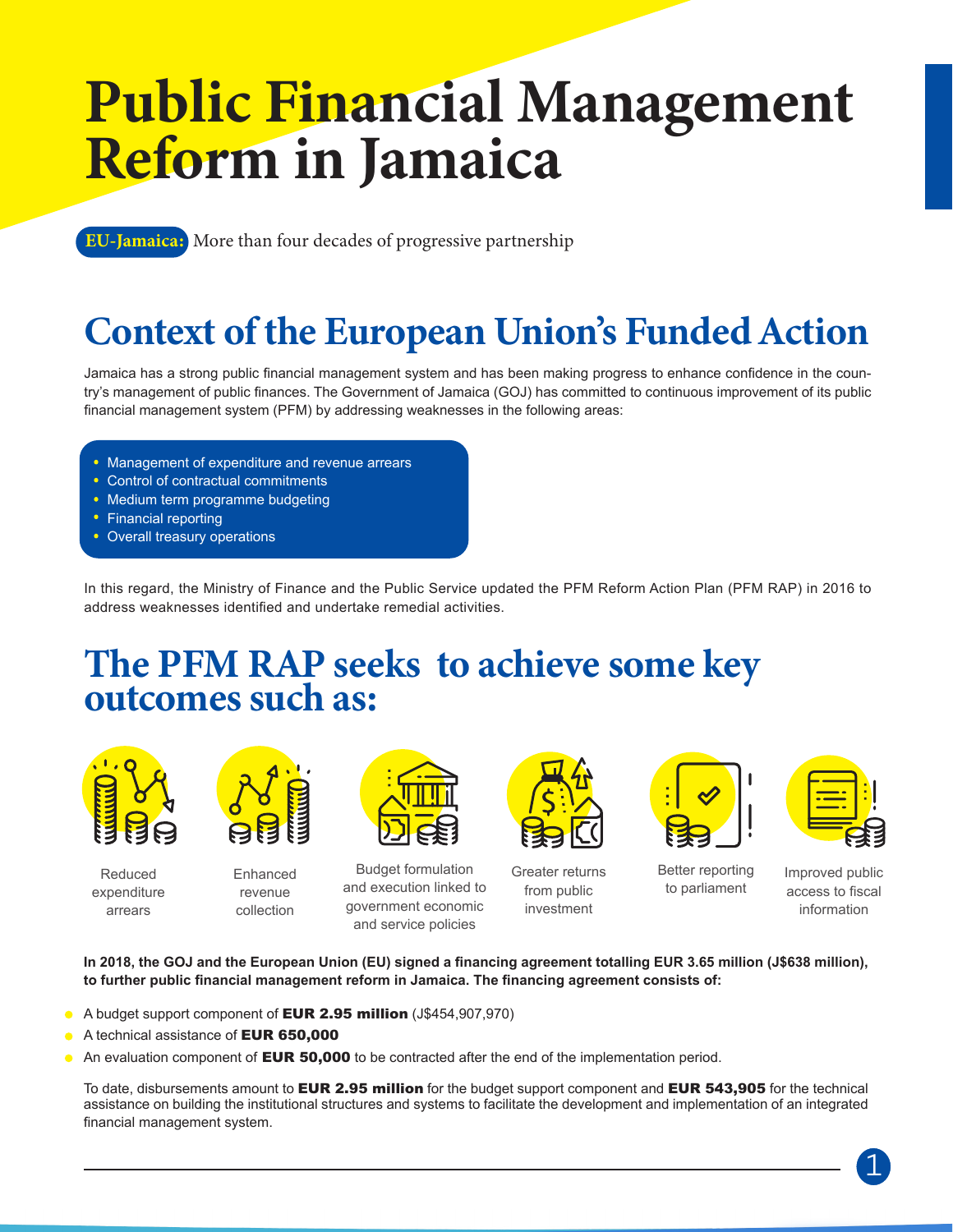# Public Financial Management Reform in Jamaica

**EU-Jamaica:** More than four decades of progressive partnership

## Context of the European Union's Funded Action

Jamaica has a strong public financial management system and has been making progress to enhance confidence in the country's management of public finances. The Government of Jamaica (GOJ) has committed to continuous improvement of its public financial management system (PFM) by addressing weaknesses in the following areas:

- Management of expenditure and revenue arrears
- Control of contractual commitments
- Medium term programme budgeting
- Financial reporting
- Overall treasury operations

In this regard, the Ministry of Finance and the Public Service updated the PFM Reform Action Plan (PFM RAP) in 2016 to address weaknesses identified and undertake remedial activities.

## The PFM RAP seeks to achieve some key outcomes such as:

- Reduced expenditure arrears
- Enhanced revenue collection
- Budget formulation and execution linked to government economic and service policies
- Greater returns from public investment
- Better reporting to parliament
- Improved public access to fiscal information

**In 2018, the GOJ and the European Union (EU) signed a financing agreement totalling EUR 3.65 million (J$638 million), to further public financial management reform in Jamaica. The financing agreement consists of:**

- A budget support component of **EUR 2.95 million** (J$454,907,970)
- A technical assistance of **EUR 650,000**
- An evaluation component of **EUR 50,000** to be contracted after the end of the implementation period.

To date, disbursements amount to **EUR 2.95 million** for the budget support component and **EUR 543,905** for the technical assistance on building the institutional structures and systems to facilitate the development and implementation of an integrated financial management system.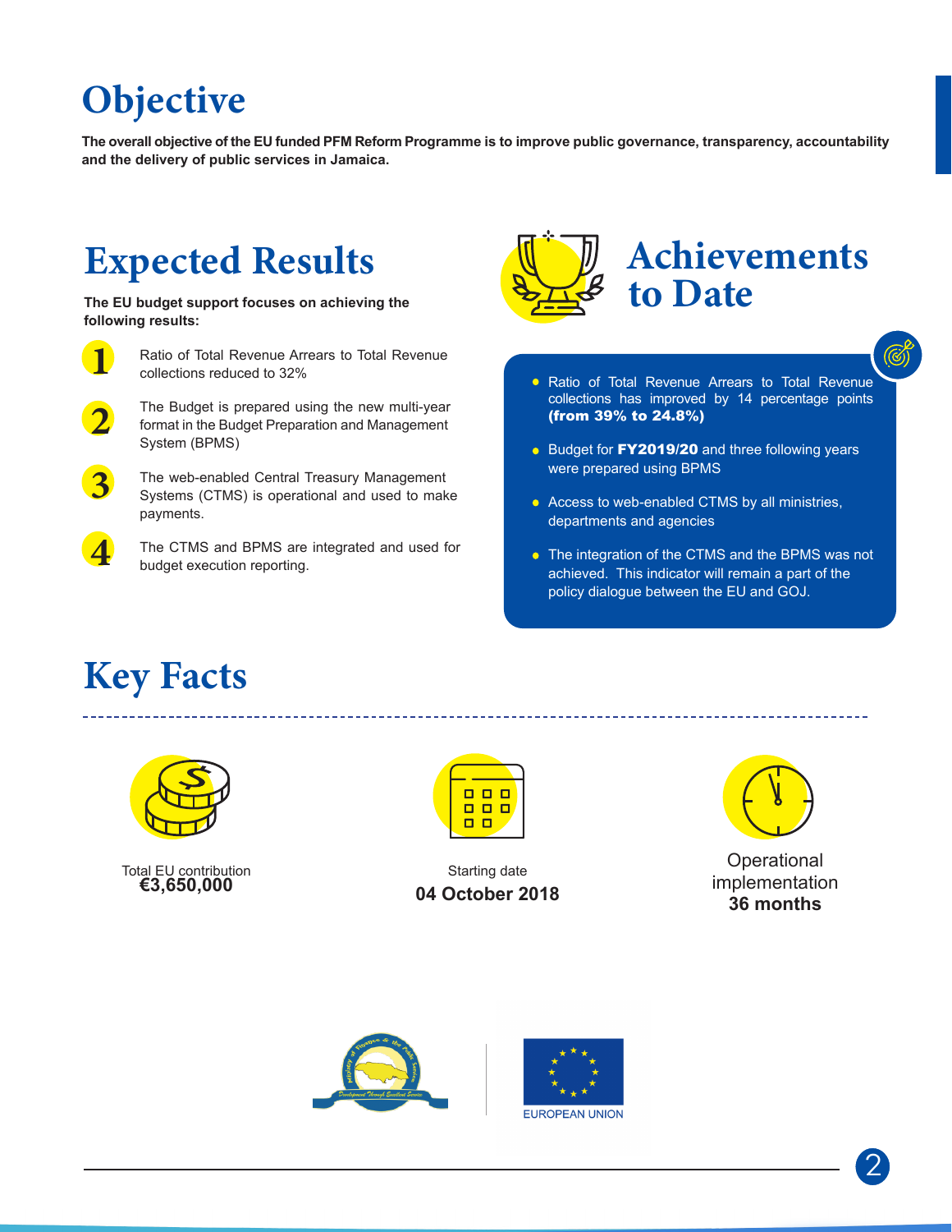# Objective

**The overall objective of the EU funded PFM Reform Programme is to improve public governance, transparency, accountability and the delivery of public services in Jamaica.**

## Expected Results

**The EU budget support focuses on achieving the following results:**

1. Ratio of Total Revenue Arrears to Total Revenue collections reduced to 32%
2. The Budget is prepared using the new multi-year format in the Budget Preparation and Management System (BPMS)
3. The web-enabled Central Treasury Management Systems (CTMS) is operational and used to make payments.
4. The CTMS and BPMS are integrated and used for budget execution reporting.

## Achievements to Date

- Ratio of Total Revenue Arrears to Total Revenue collections has improved by 14 percentage points **(from 39% to 24.8%)**
- Budget for **FY2019/20** and three following years were prepared using BPMS
- Access to web-enabled CTMS by all ministries, departments and agencies
- The integration of the CTMS and the BPMS was not achieved. This indicator will remain a part of the policy dialogue between the EU and GOJ.

## Key Facts

Total EU contribution
**€3,650,000**

Starting date
**04 October 2018**

Operational implementation
**36 months**

EUROPEAN UNION